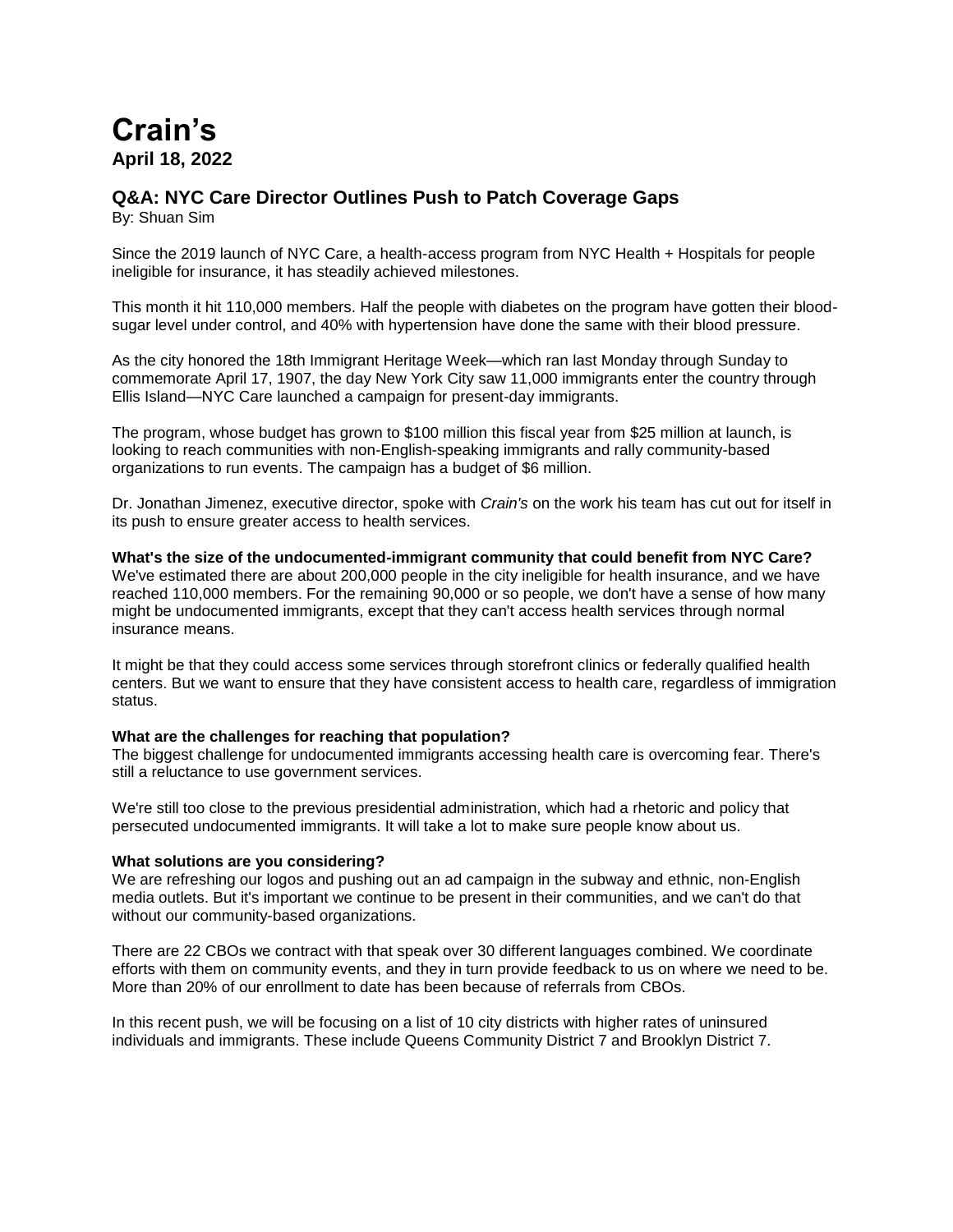# Crain's

**April 18, 2022**

## Q&A: NYC Care Director Outlines Push to Patch Coverage Gaps

By: Shuan Sim

Since the 2019 launch of NYC Care, a health-access program from NYC Health + Hospitals for people ineligible for insurance, it has steadily achieved milestones.

This month it hit 110,000 members. Half the people with diabetes on the program have gotten their blood-sugar level under control, and 40% with hypertension have done the same with their blood pressure.

As the city honored the 18th Immigrant Heritage Week—which ran last Monday through Sunday to commemorate April 17, 1907, the day New York City saw 11,000 immigrants enter the country through Ellis Island—NYC Care launched a campaign for present-day immigrants.

The program, whose budget has grown to $100 million this fiscal year from $25 million at launch, is looking to reach communities with non-English-speaking immigrants and rally community-based organizations to run events. The campaign has a budget of $6 million.

Dr. Jonathan Jimenez, executive director, spoke with *Crain's* on the work his team has cut out for itself in its push to ensure greater access to health services.

**What's the size of the undocumented-immigrant community that could benefit from NYC Care?**

We've estimated there are about 200,000 people in the city ineligible for health insurance, and we have reached 110,000 members. For the remaining 90,000 or so people, we don't have a sense of how many might be undocumented immigrants, except that they can't access health services through normal insurance means.

It might be that they could access some services through storefront clinics or federally qualified health centers. But we want to ensure that they have consistent access to health care, regardless of immigration status.

**What are the challenges for reaching that population?**

The biggest challenge for undocumented immigrants accessing health care is overcoming fear. There's still a reluctance to use government services.

We're still too close to the previous presidential administration, which had a rhetoric and policy that persecuted undocumented immigrants. It will take a lot to make sure people know about us.

**What solutions are you considering?**

We are refreshing our logos and pushing out an ad campaign in the subway and ethnic, non-English media outlets. But it's important we continue to be present in their communities, and we can't do that without our community-based organizations.

There are 22 CBOs we contract with that speak over 30 different languages combined. We coordinate efforts with them on community events, and they in turn provide feedback to us on where we need to be. More than 20% of our enrollment to date has been because of referrals from CBOs.

In this recent push, we will be focusing on a list of 10 city districts with higher rates of uninsured individuals and immigrants. These include Queens Community District 7 and Brooklyn District 7.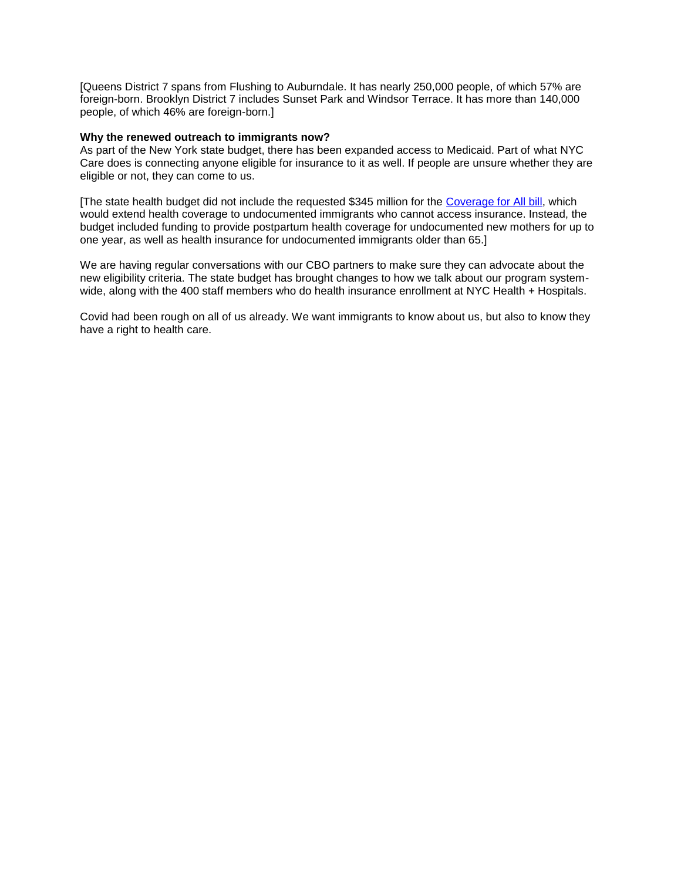[Queens District 7 spans from Flushing to Auburndale. It has nearly 250,000 people, of which 57% are foreign-born. Brooklyn District 7 includes Sunset Park and Windsor Terrace. It has more than 140,000 people, of which 46% are foreign-born.]

**Why the renewed outreach to immigrants now?**
As part of the New York state budget, there has been expanded access to Medicaid. Part of what NYC Care does is connecting anyone eligible for insurance to it as well. If people are unsure whether they are eligible or not, they can come to us.

[The state health budget did not include the requested $345 million for the Coverage for All bill, which would extend health coverage to undocumented immigrants who cannot access insurance. Instead, the budget included funding to provide postpartum health coverage for undocumented new mothers for up to one year, as well as health insurance for undocumented immigrants older than 65.]

We are having regular conversations with our CBO partners to make sure they can advocate about the new eligibility criteria. The state budget has brought changes to how we talk about our program system-wide, along with the 400 staff members who do health insurance enrollment at NYC Health + Hospitals.

Covid had been rough on all of us already. We want immigrants to know about us, but also to know they have a right to health care.